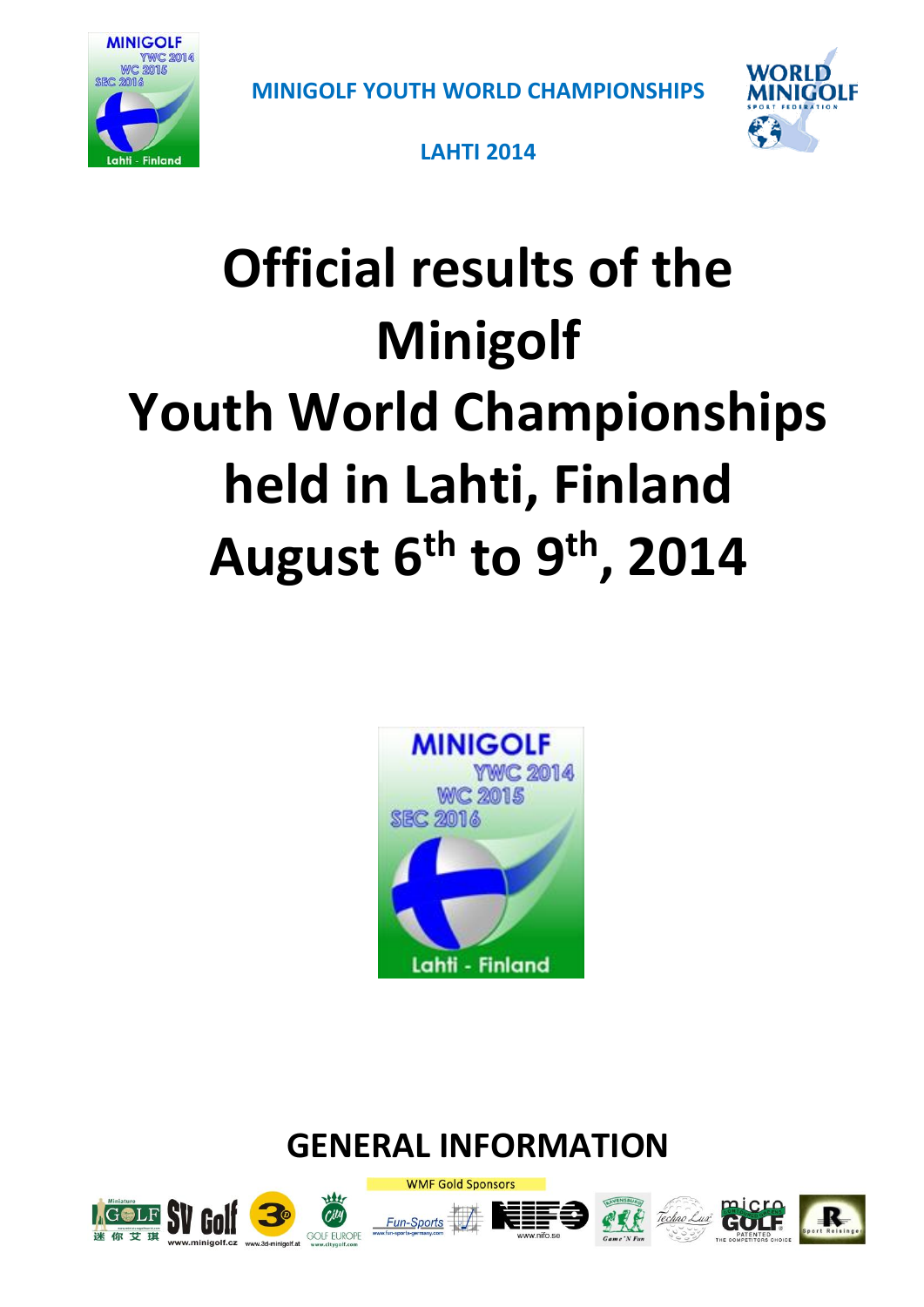MINIGOLF YOUTH WORLD CHAMPIONSHIPS

LAHTI 2014

# Official results of the Minigolf Youth World Championships held in Lahti, Finland August 6th to 9th, 2014

## GENERAL INFORMATION

WMF Gold Sponsors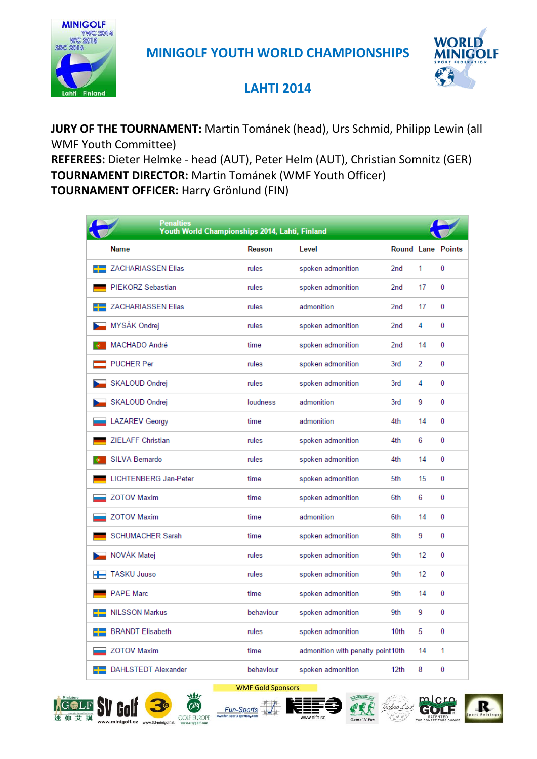# MINIGOLF YOUTH WORLD CHAMPIONSHIPS

## LAHTI 2014

**JURY OF THE TOURNAMENT:** Martin Tománek (head), Urs Schmid, Philipp Lewin (all WMF Youth Committee)
**REFEREES:** Dieter Helmke - head (AUT), Peter Helm (AUT), Christian Somnitz (GER)
**TOURNAMENT DIRECTOR:** Martin Tománek (WMF Youth Officer)
**TOURNAMENT OFFICER:** Harry Grönlund (FIN)

**Penalties**
**Youth World Championships 2014, Lahti, Finland**

| Name | Reason | Level | Round | Lane | Points |
|---|---|---|---|---|---|
| ZACHARIASSEN Elias | rules | spoken admonition | 2nd | 1 | 0 |
| PIEKORZ Sebastian | rules | spoken admonition | 2nd | 17 | 0 |
| ZACHARIASSEN Elias | rules | admonition | 2nd | 17 | 0 |
| MYSÁK Ondrej | rules | spoken admonition | 2nd | 4 | 0 |
| MACHADO André | time | spoken admonition | 2nd | 14 | 0 |
| PUCHER Per | rules | spoken admonition | 3rd | 2 | 0 |
| SKALOUD Ondrej | rules | spoken admonition | 3rd | 4 | 0 |
| SKALOUD Ondrej | loudness | admonition | 3rd | 9 | 0 |
| LAZAREV Georgy | time | admonition | 4th | 14 | 0 |
| ZIELAFF Christian | rules | spoken admonition | 4th | 6 | 0 |
| SILVA Bernardo | rules | spoken admonition | 4th | 14 | 0 |
| LICHTENBERG Jan-Peter | time | spoken admonition | 5th | 15 | 0 |
| ZOTOV Maxim | time | spoken admonition | 6th | 6 | 0 |
| ZOTOV Maxim | time | admonition | 6th | 14 | 0 |
| SCHUMACHER Sarah | time | spoken admonition | 8th | 9 | 0 |
| NOVÁK Matej | rules | spoken admonition | 9th | 12 | 0 |
| TASKU Juuso | rules | spoken admonition | 9th | 12 | 0 |
| PAPE Marc | time | spoken admonition | 9th | 14 | 0 |
| NILSSON Markus | behaviour | spoken admonition | 9th | 9 | 0 |
| BRANDT Elisabeth | rules | spoken admonition | 10th | 5 | 0 |
| ZOTOV Maxim | time | admonition with penalty point | 10th | 14 | 1 |
| DAHLSTEDT Alexander | behaviour | spoken admonition | 12th | 8 | 0 |

WMF Gold Sponsors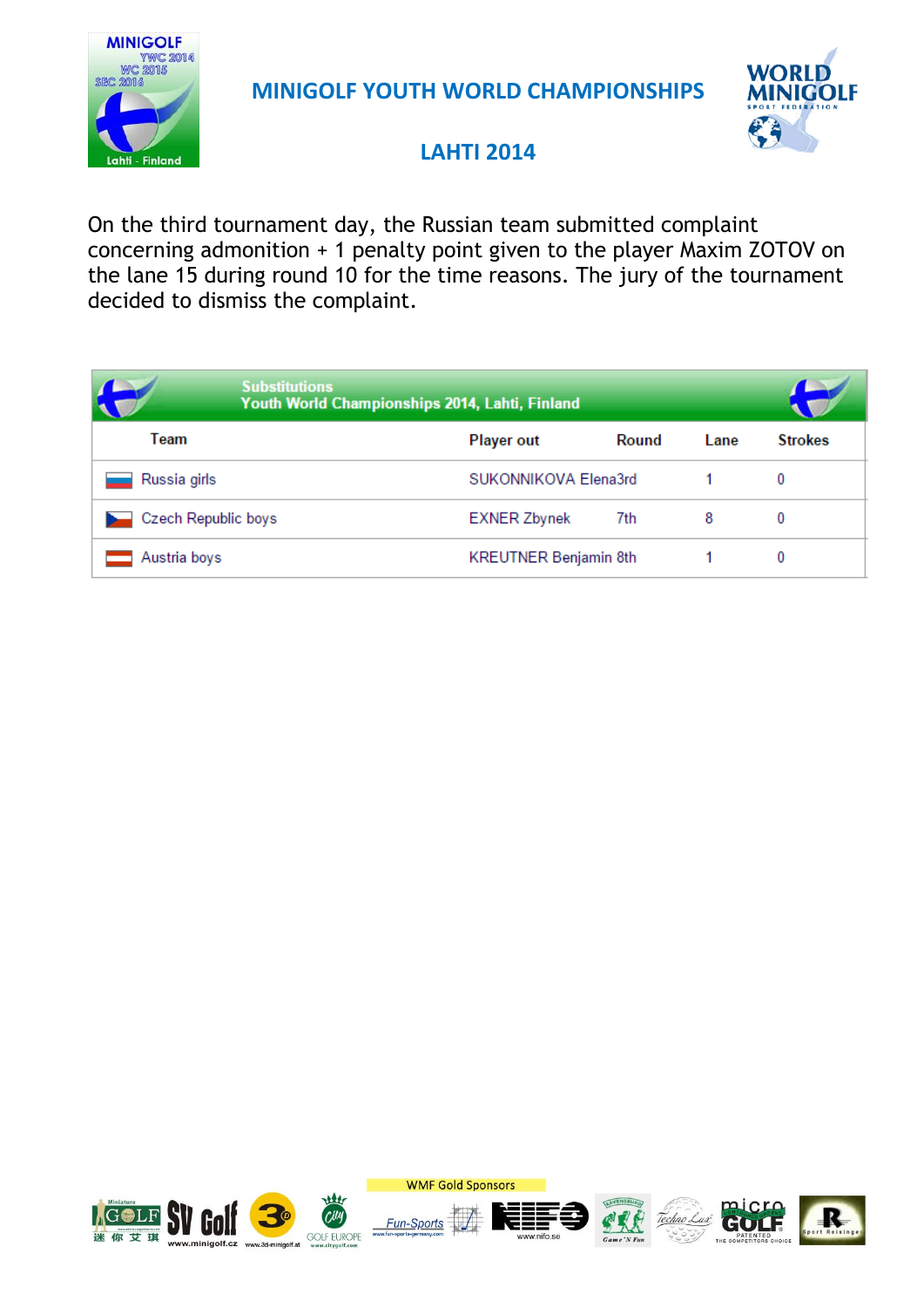# MINIGOLF YOUTH WORLD CHAMPIONSHIPS

## LAHTI 2014

On the third tournament day, the Russian team submitted complaint concerning admonition + 1 penalty point given to the player Maxim ZOTOV on the lane 15 during round 10 for the time reasons. The jury of the tournament decided to dismiss the complaint.

**Substitutions**
**Youth World Championships 2014, Lahti, Finland**

| Team | Player out | Round | Lane | Strokes |
|---|---|---|---|---|
| Russia girls | SUKONNIKOVA Elena | 3rd | 1 | 0 |
| Czech Republic boys | EXNER Zbynek | 7th | 8 | 0 |
| Austria boys | KREUTNER Benjamin | 8th | 1 | 0 |

WMF Gold Sponsors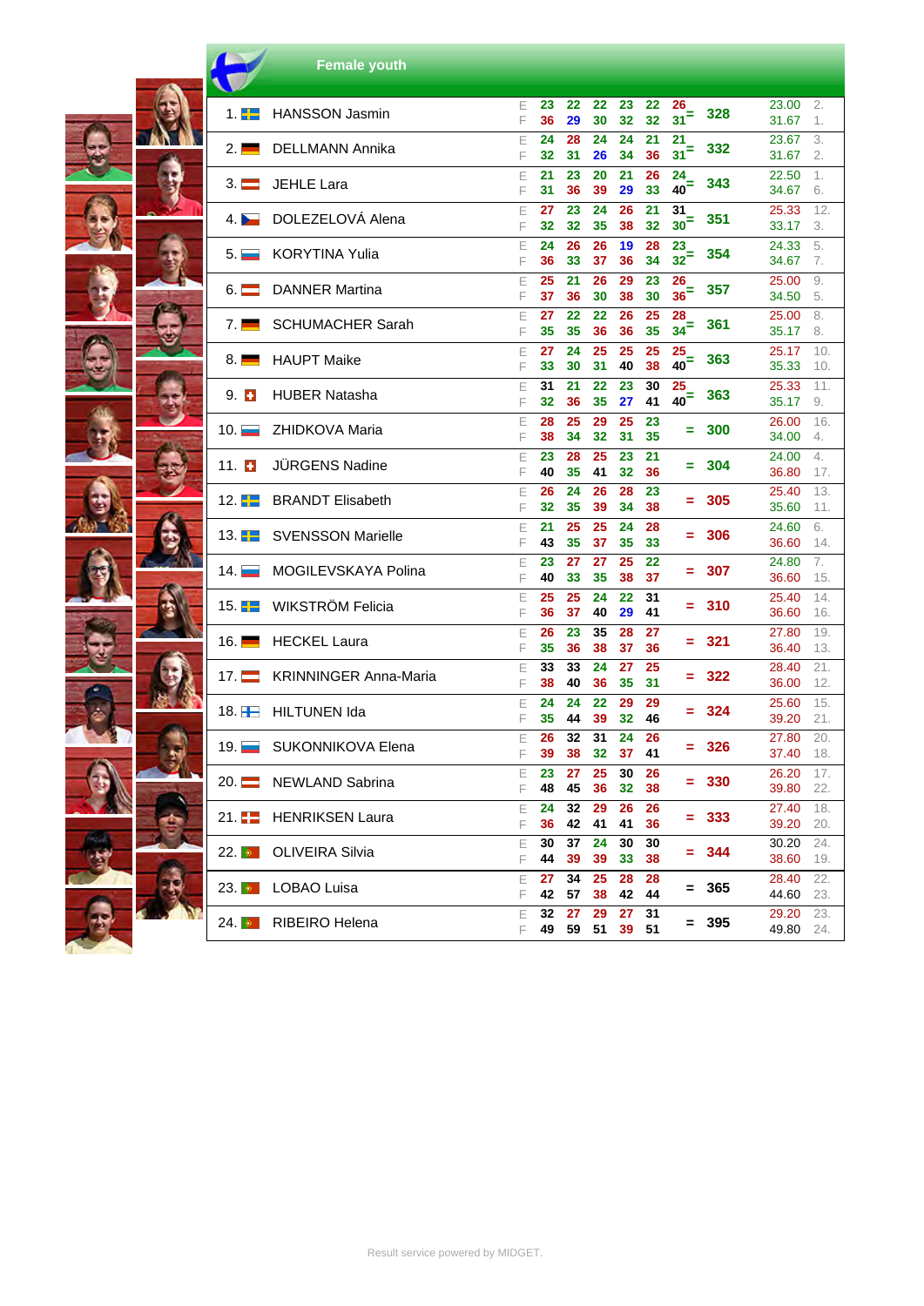## Female youth

| Rank | Name | | 1 | 2 | 3 | 4 | 5 | 6 | | Total | Avg | Pos |
|---|---|---|---|---|---|---|---|---|---|---|---|---|
| 1. | HANSSON Jasmin | E | 23 | 22 | 22 | 23 | 22 | 26 | = | 328 | 23.00 | 2. |
| | | F | 36 | 29 | 30 | 32 | 32 | 31 | | | 31.67 | 1. |
| 2. | DELLMANN Annika | E | 24 | 28 | 24 | 24 | 21 | 21 | = | 332 | 23.67 | 3. |
| | | F | 32 | 31 | 26 | 34 | 36 | 31 | | | 31.67 | 2. |
| 3. | JEHLE Lara | E | 21 | 23 | 20 | 21 | 26 | 24 | = | 343 | 22.50 | 1. |
| | | F | 31 | 36 | 39 | 29 | 33 | 40 | | | 34.67 | 6. |
| 4. | DOLEZELOVÁ Alena | E | 27 | 23 | 24 | 26 | 21 | 31 | = | 351 | 25.33 | 12. |
| | | F | 32 | 32 | 35 | 38 | 32 | 30 | | | 33.17 | 3. |
| 5. | KORYTINA Yulia | E | 24 | 26 | 26 | 19 | 28 | 23 | = | 354 | 24.33 | 5. |
| | | F | 36 | 33 | 37 | 36 | 34 | 32 | | | 34.67 | 7. |
| 6. | DANNER Martina | E | 25 | 21 | 26 | 29 | 23 | 26 | = | 357 | 25.00 | 9. |
| | | F | 37 | 36 | 30 | 38 | 30 | 36 | | | 34.50 | 5. |
| 7. | SCHUMACHER Sarah | E | 27 | 22 | 22 | 26 | 25 | 28 | = | 361 | 25.00 | 8. |
| | | F | 35 | 35 | 36 | 36 | 35 | 34 | | | 35.17 | 8. |
| 8. | HAUPT Maike | E | 27 | 24 | 25 | 25 | 25 | 25 | = | 363 | 25.17 | 10. |
| | | F | 33 | 30 | 31 | 40 | 38 | 40 | | | 35.33 | 10. |
| 9. | HUBER Natasha | E | 31 | 21 | 22 | 23 | 30 | 25 | = | 363 | 25.33 | 11. |
| | | F | 32 | 36 | 35 | 27 | 41 | 40 | | | 35.17 | 9. |
| 10. | ZHIDKOVA Maria | E | 28 | 25 | 29 | 25 | 23 | | = | 300 | 26.00 | 16. |
| | | F | 38 | 34 | 32 | 31 | 35 | | | | 34.00 | 4. |
| 11. | JÜRGENS Nadine | E | 23 | 28 | 25 | 23 | 21 | | = | 304 | 24.00 | 4. |
| | | F | 40 | 35 | 41 | 32 | 36 | | | | 36.80 | 17. |
| 12. | BRANDT Elisabeth | E | 26 | 24 | 26 | 28 | 23 | | = | 305 | 25.40 | 13. |
| | | F | 32 | 35 | 39 | 34 | 38 | | | | 35.60 | 11. |
| 13. | SVENSSON Marielle | E | 21 | 25 | 25 | 24 | 28 | | = | 306 | 24.60 | 6. |
| | | F | 43 | 35 | 37 | 35 | 33 | | | | 36.60 | 14. |
| 14. | MOGILEVSKAYA Polina | E | 23 | 27 | 27 | 25 | 22 | | = | 307 | 24.80 | 7. |
| | | F | 40 | 33 | 35 | 38 | 37 | | | | 36.60 | 15. |
| 15. | WIKSTRÖM Felicia | E | 25 | 25 | 24 | 22 | 31 | | = | 310 | 25.40 | 14. |
| | | F | 36 | 37 | 40 | 29 | 41 | | | | 36.60 | 16. |
| 16. | HECKEL Laura | E | 26 | 23 | 35 | 28 | 27 | | = | 321 | 27.80 | 19. |
| | | F | 35 | 36 | 38 | 37 | 36 | | | | 36.40 | 13. |
| 17. | KRINNINGER Anna-Maria | E | 33 | 33 | 24 | 27 | 25 | | = | 322 | 28.40 | 21. |
| | | F | 38 | 40 | 36 | 35 | 31 | | | | 36.00 | 12. |
| 18. | HILTUNEN Ida | E | 24 | 24 | 22 | 29 | 29 | | = | 324 | 25.60 | 15. |
| | | F | 35 | 44 | 39 | 32 | 46 | | | | 39.20 | 21. |
| 19. | SUKONNIKOVA Elena | E | 26 | 32 | 31 | 24 | 26 | | = | 326 | 27.80 | 20. |
| | | F | 39 | 38 | 32 | 37 | 41 | | | | 37.40 | 18. |
| 20. | NEWLAND Sabrina | E | 23 | 27 | 25 | 30 | 26 | | = | 330 | 26.20 | 17. |
| | | F | 48 | 45 | 36 | 32 | 38 | | | | 39.80 | 22. |
| 21. | HENRIKSEN Laura | E | 24 | 32 | 29 | 26 | 26 | | = | 333 | 27.40 | 18. |
| | | F | 36 | 42 | 41 | 41 | 36 | | | | 39.20 | 20. |
| 22. | OLIVEIRA Silvia | E | 30 | 37 | 24 | 30 | 30 | | = | 344 | 30.20 | 24. |
| | | F | 44 | 39 | 39 | 33 | 38 | | | | 38.60 | 19. |
| 23. | LOBAO Luisa | E | 27 | 34 | 25 | 28 | 28 | | = | 365 | 28.40 | 22. |
| | | F | 42 | 57 | 38 | 42 | 44 | | | | 44.60 | 23. |
| 24. | RIBEIRO Helena | E | 32 | 27 | 29 | 27 | 31 | | = | 395 | 29.20 | 23. |
| | | F | 49 | 59 | 51 | 39 | 51 | | | | 49.80 | 24. |

Result service powered by MIDGET.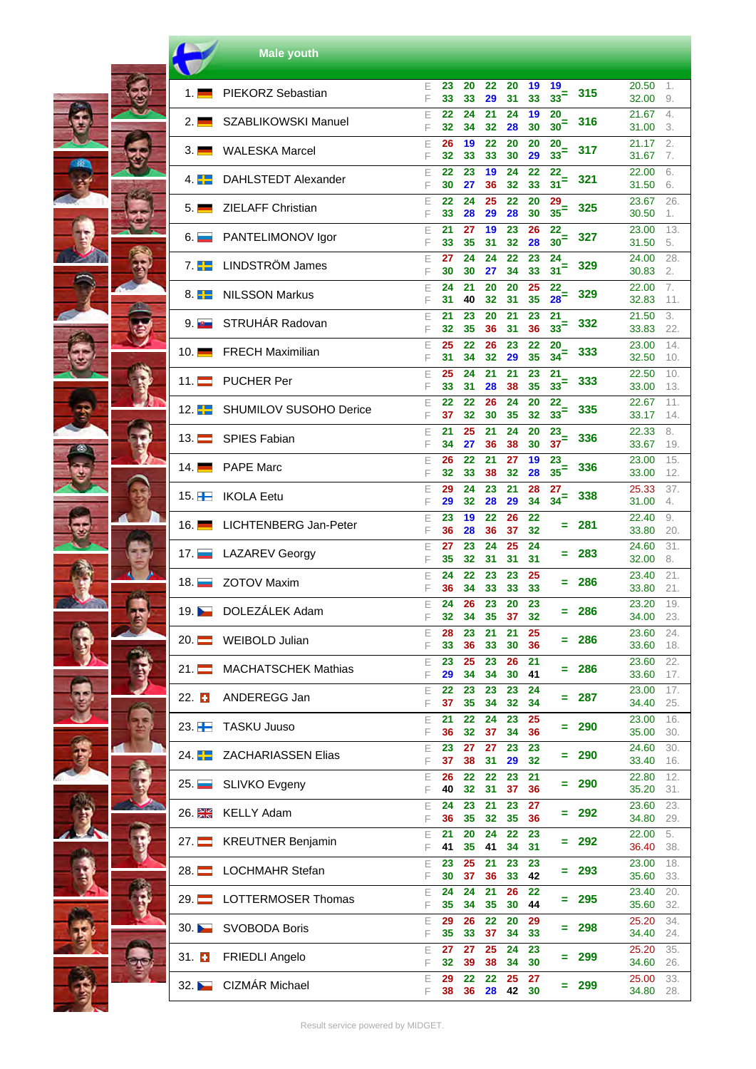# Male youth

| Rank | Name | | R1 | R2 | R3 | R4 | R5 | R6 | Total | Avg | Pos |
|---|---|---|---|---|---|---|---|---|---|---|---|
| 1. | PIEKORZ Sebastian | E | 23 | 20 | 22 | 20 | 19 | 19 | 315 | 20.50 | 1. |
| | | F | 33 | 33 | 29 | 31 | 33 | 33 | | 32.00 | 9. |
| 2. | SZABLIKOWSKI Manuel | E | 22 | 24 | 21 | 24 | 19 | 20 | 316 | 21.67 | 4. |
| | | F | 32 | 34 | 32 | 28 | 30 | 30 | | 31.00 | 3. |
| 3. | WALESKA Marcel | E | 26 | 19 | 22 | 20 | 20 | 20 | 317 | 21.17 | 2. |
| | | F | 32 | 33 | 33 | 30 | 29 | 33 | | 31.67 | 7. |
| 4. | DAHLSTEDT Alexander | E | 22 | 23 | 19 | 24 | 22 | 22 | 321 | 22.00 | 6. |
| | | F | 30 | 27 | 36 | 32 | 33 | 31 | | 31.50 | 6. |
| 5. | ZIELAFF Christian | E | 22 | 24 | 25 | 22 | 20 | 29 | 325 | 23.67 | 26. |
| | | F | 33 | 28 | 29 | 28 | 30 | 35 | | 30.50 | 1. |
| 6. | PANTELIMONOV Igor | E | 21 | 27 | 19 | 23 | 26 | 22 | 327 | 23.00 | 13. |
| | | F | 33 | 35 | 31 | 32 | 28 | 30 | | 31.50 | 5. |
| 7. | LINDSTRÖM James | E | 27 | 24 | 24 | 22 | 23 | 24 | 329 | 24.00 | 28. |
| | | F | 30 | 30 | 27 | 34 | 33 | 31 | | 30.83 | 2. |
| 8. | NILSSON Markus | E | 24 | 21 | 20 | 20 | 25 | 22 | 329 | 22.00 | 7. |
| | | F | 31 | 40 | 32 | 31 | 35 | 28 | | 32.83 | 11. |
| 9. | STRUHÁR Radovan | E | 21 | 23 | 20 | 21 | 23 | 21 | 332 | 21.50 | 3. |
| | | F | 32 | 35 | 36 | 31 | 36 | 33 | | 33.83 | 22. |
| 10. | FRECH Maximilian | E | 25 | 22 | 26 | 23 | 22 | 20 | 333 | 23.00 | 14. |
| | | F | 31 | 34 | 32 | 29 | 35 | 34 | | 32.50 | 10. |
| 11. | PUCHER Per | E | 25 | 24 | 21 | 21 | 23 | 21 | 333 | 22.50 | 10. |
| | | F | 33 | 31 | 28 | 38 | 35 | 33 | | 33.00 | 13. |
| 12. | SHUMILOV SUSOHO Derice | E | 22 | 22 | 26 | 24 | 20 | 22 | 335 | 22.67 | 11. |
| | | F | 37 | 32 | 30 | 35 | 32 | 33 | | 33.17 | 14. |
| 13. | SPIES Fabian | E | 21 | 25 | 21 | 24 | 20 | 23 | 336 | 22.33 | 8. |
| | | F | 34 | 27 | 36 | 38 | 30 | 37 | | 33.67 | 19. |
| 14. | PAPE Marc | E | 26 | 22 | 21 | 27 | 19 | 23 | 336 | 23.00 | 15. |
| | | F | 32 | 33 | 38 | 32 | 28 | 35 | | 33.00 | 12. |
| 15. | IKOLA Eetu | E | 29 | 24 | 23 | 21 | 28 | 27 | 338 | 25.33 | 37. |
| | | F | 29 | 32 | 28 | 29 | 34 | 34 | | 31.00 | 4. |
| 16. | LICHTENBERG Jan-Peter | E | 23 | 19 | 22 | 26 | 22 | | 281 | 22.40 | 9. |
| | | F | 36 | 28 | 36 | 37 | 32 | | | 33.80 | 20. |
| 17. | LAZAREV Georgy | E | 27 | 23 | 24 | 25 | 24 | | 283 | 24.60 | 31. |
| | | F | 35 | 32 | 31 | 31 | 31 | | | 32.00 | 8. |
| 18. | ZOTOV Maxim | E | 24 | 22 | 23 | 23 | 25 | | 286 | 23.40 | 21. |
| | | F | 36 | 34 | 33 | 33 | 33 | | | 33.80 | 21. |
| 19. | DOLEZÁLEK Adam | E | 24 | 26 | 23 | 20 | 23 | | 286 | 23.20 | 19. |
| | | F | 32 | 34 | 35 | 37 | 32 | | | 34.00 | 23. |
| 20. | WEIBOLD Julian | E | 28 | 23 | 21 | 21 | 25 | | 286 | 23.60 | 24. |
| | | F | 33 | 36 | 33 | 30 | 36 | | | 33.60 | 18. |
| 21. | MACHATSCHEK Mathias | E | 23 | 25 | 23 | 26 | 21 | | 286 | 23.60 | 22. |
| | | F | 29 | 34 | 34 | 30 | 41 | | | 33.60 | 17. |
| 22. | ANDEREGG Jan | E | 22 | 23 | 23 | 23 | 24 | | 287 | 23.00 | 17. |
| | | F | 37 | 35 | 34 | 32 | 34 | | | 34.40 | 25. |
| 23. | TASKU Juuso | E | 21 | 22 | 24 | 23 | 25 | | 290 | 23.00 | 16. |
| | | F | 36 | 32 | 37 | 34 | 36 | | | 35.00 | 30. |
| 24. | ZACHARIASSEN Elias | E | 23 | 27 | 27 | 23 | 23 | | 290 | 24.60 | 30. |
| | | F | 37 | 38 | 31 | 29 | 32 | | | 33.40 | 16. |
| 25. | SLIVKO Evgeny | E | 26 | 22 | 22 | 23 | 21 | | 290 | 22.80 | 12. |
| | | F | 40 | 32 | 31 | 37 | 36 | | | 35.20 | 31. |
| 26. | KELLY Adam | E | 24 | 23 | 21 | 23 | 27 | | 292 | 23.60 | 23. |
| | | F | 36 | 35 | 32 | 35 | 36 | | | 34.80 | 29. |
| 27. | KREUTNER Benjamin | E | 21 | 20 | 24 | 22 | 23 | | 292 | 22.00 | 5. |
| | | F | 41 | 35 | 41 | 34 | 31 | | | 36.40 | 38. |
| 28. | LOCHMAHR Stefan | E | 23 | 25 | 21 | 23 | 23 | | 293 | 23.00 | 18. |
| | | F | 30 | 37 | 36 | 33 | 42 | | | 35.60 | 33. |
| 29. | LOTTERMOSER Thomas | E | 24 | 24 | 21 | 26 | 22 | | 295 | 23.40 | 20. |
| | | F | 35 | 34 | 35 | 30 | 44 | | | 35.60 | 32. |
| 30. | SVOBODA Boris | E | 29 | 26 | 22 | 20 | 29 | | 298 | 25.20 | 34. |
| | | F | 35 | 33 | 37 | 34 | 33 | | | 34.40 | 24. |
| 31. | FRIEDLI Angelo | E | 27 | 27 | 25 | 24 | 23 | | 299 | 25.20 | 35. |
| | | F | 32 | 39 | 38 | 34 | 30 | | | 34.60 | 26. |
| 32. | CIZMÁR Michael | E | 29 | 22 | 22 | 25 | 27 | | 299 | 25.00 | 33. |
| | | F | 38 | 36 | 28 | 42 | 30 | | | 34.80 | 28. |

Result service powered by MIDGET.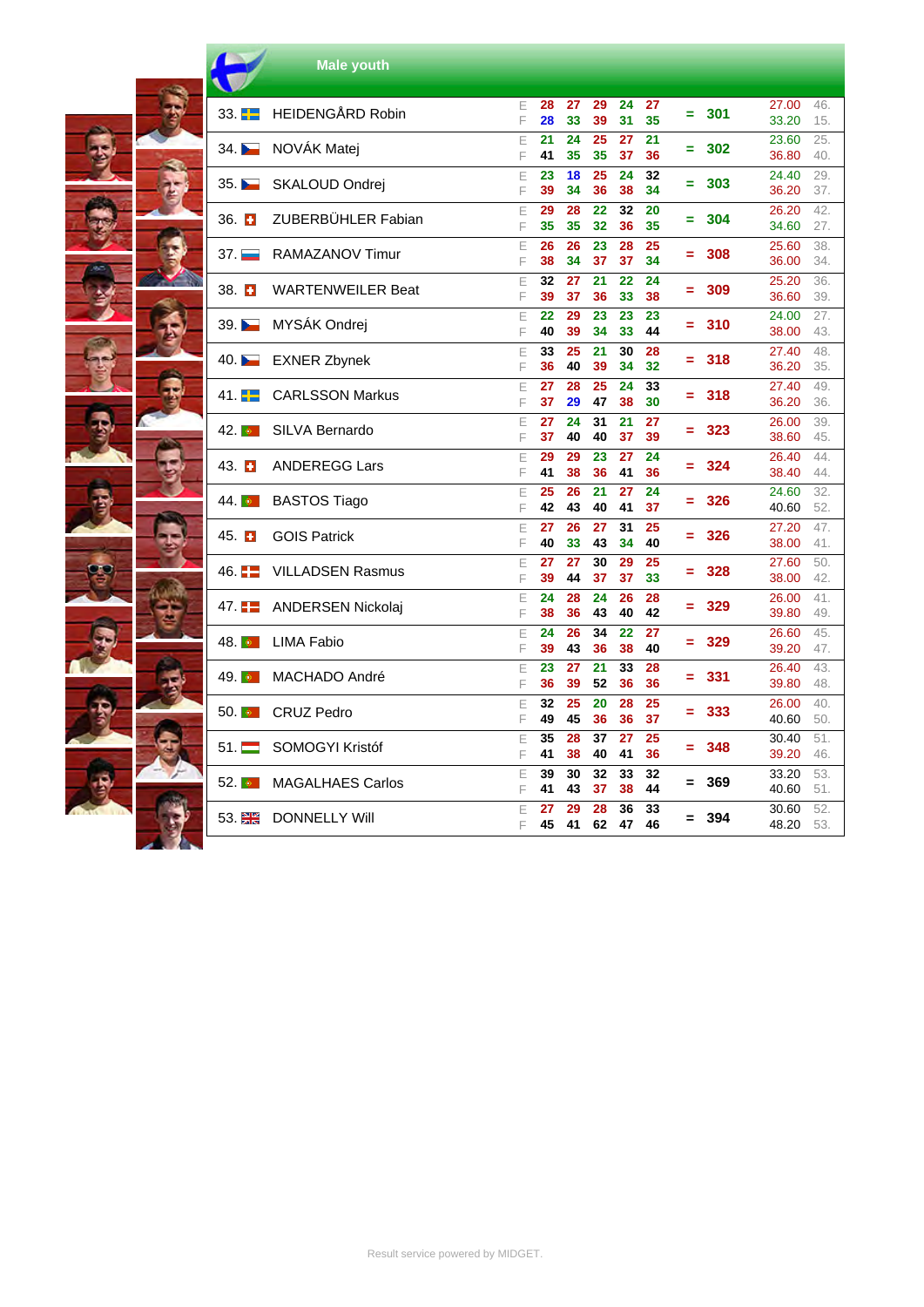## Male youth

| Rank | Name | | 1 | 2 | 3 | 4 | 5 | | Total | Avg | Pos |
|---|---|---|---|---|---|---|---|---|---|---|---|
| 33. | HEIDENGÅRD Robin | E | 28 | 27 | 29 | 24 | 27 | = | 301 | 27.00 | 46. |
| | | F | 28 | 33 | 39 | 31 | 35 | | | 33.20 | 15. |
| 34. | NOVÁK Matej | E | 21 | 24 | 25 | 27 | 21 | = | 302 | 23.60 | 25. |
| | | F | 41 | 35 | 35 | 37 | 36 | | | 36.80 | 40. |
| 35. | SKALOUD Ondrej | E | 23 | 18 | 25 | 24 | 32 | = | 303 | 24.40 | 29. |
| | | F | 39 | 34 | 36 | 38 | 34 | | | 36.20 | 37. |
| 36. | ZUBERBÜHLER Fabian | E | 29 | 28 | 22 | 32 | 20 | = | 304 | 26.20 | 42. |
| | | F | 35 | 35 | 32 | 36 | 35 | | | 34.60 | 27. |
| 37. | RAMAZANOV Timur | E | 26 | 26 | 23 | 28 | 25 | = | 308 | 25.60 | 38. |
| | | F | 38 | 34 | 37 | 37 | 34 | | | 36.00 | 34. |
| 38. | WARTENWEILER Beat | E | 32 | 27 | 21 | 22 | 24 | = | 309 | 25.20 | 36. |
| | | F | 39 | 37 | 36 | 33 | 38 | | | 36.60 | 39. |
| 39. | MYSÁK Ondrej | E | 22 | 29 | 23 | 23 | 23 | = | 310 | 24.00 | 27. |
| | | F | 40 | 39 | 34 | 33 | 44 | | | 38.00 | 43. |
| 40. | EXNER Zbynek | E | 33 | 25 | 21 | 30 | 28 | = | 318 | 27.40 | 48. |
| | | F | 36 | 40 | 39 | 34 | 32 | | | 36.20 | 35. |
| 41. | CARLSSON Markus | E | 27 | 28 | 25 | 24 | 33 | = | 318 | 27.40 | 49. |
| | | F | 37 | 29 | 47 | 38 | 30 | | | 36.20 | 36. |
| 42. | SILVA Bernardo | E | 27 | 24 | 31 | 21 | 27 | = | 323 | 26.00 | 39. |
| | | F | 37 | 40 | 40 | 37 | 39 | | | 38.60 | 45. |
| 43. | ANDEREGG Lars | E | 29 | 29 | 23 | 27 | 24 | = | 324 | 26.40 | 44. |
| | | F | 41 | 38 | 36 | 41 | 36 | | | 38.40 | 44. |
| 44. | BASTOS Tiago | E | 25 | 26 | 21 | 27 | 24 | = | 326 | 24.60 | 32. |
| | | F | 42 | 43 | 40 | 41 | 37 | | | 40.60 | 52. |
| 45. | GOIS Patrick | E | 27 | 26 | 27 | 31 | 25 | = | 326 | 27.20 | 47. |
| | | F | 40 | 33 | 43 | 34 | 40 | | | 38.00 | 41. |
| 46. | VILLADSEN Rasmus | E | 27 | 27 | 30 | 29 | 25 | = | 328 | 27.60 | 50. |
| | | F | 39 | 44 | 37 | 37 | 33 | | | 38.00 | 42. |
| 47. | ANDERSEN Nickolaj | E | 24 | 28 | 24 | 26 | 28 | = | 329 | 26.00 | 41. |
| | | F | 38 | 36 | 43 | 40 | 42 | | | 39.80 | 49. |
| 48. | LIMA Fabio | E | 24 | 26 | 34 | 22 | 27 | = | 329 | 26.60 | 45. |
| | | F | 39 | 43 | 36 | 38 | 40 | | | 39.20 | 47. |
| 49. | MACHADO André | E | 23 | 27 | 21 | 33 | 28 | = | 331 | 26.40 | 43. |
| | | F | 36 | 39 | 52 | 36 | 36 | | | 39.80 | 48. |
| 50. | CRUZ Pedro | E | 32 | 25 | 20 | 28 | 25 | = | 333 | 26.00 | 40. |
| | | F | 49 | 45 | 36 | 36 | 37 | | | 40.60 | 50. |
| 51. | SOMOGYI Kristóf | E | 35 | 28 | 37 | 27 | 25 | = | 348 | 30.40 | 51. |
| | | F | 41 | 38 | 40 | 41 | 36 | | | 39.20 | 46. |
| 52. | MAGALHAES Carlos | E | 39 | 30 | 32 | 33 | 32 | = | 369 | 33.20 | 53. |
| | | F | 41 | 43 | 37 | 38 | 44 | | | 40.60 | 51. |
| 53. | DONNELLY Will | E | 27 | 29 | 28 | 36 | 33 | = | 394 | 30.60 | 52. |
| | | F | 45 | 41 | 62 | 47 | 46 | | | 48.20 | 53. |

Result service powered by MIDGET.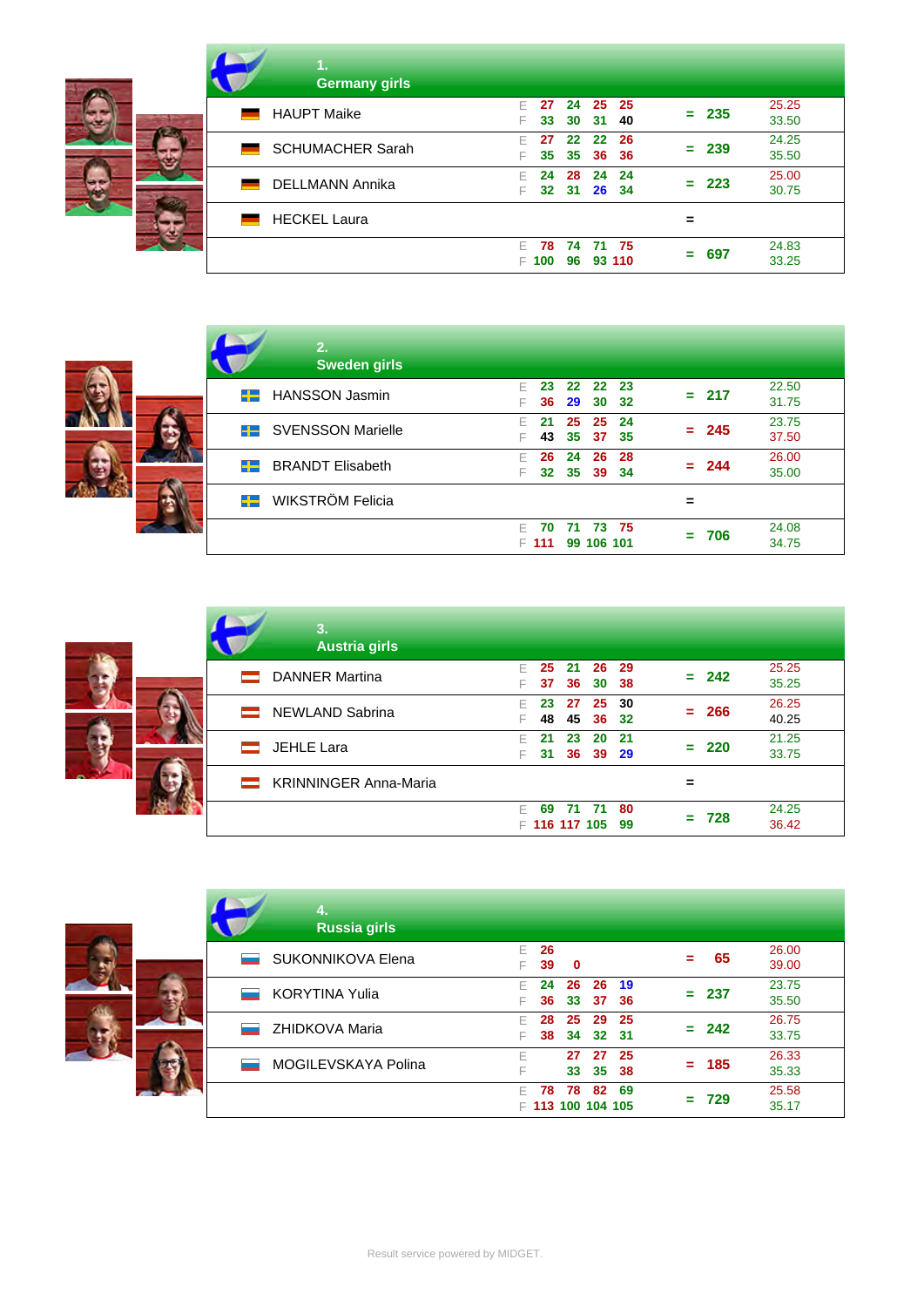## 1. Germany girls

| Name | | 1 | 2 | 3 | 4 | | Total | Avg |
|---|---|---|---|---|---|---|---|---|
| HAUPT Maike | E | 27 | 24 | 25 | 25 | = | 235 | 25.25 |
| | F | 33 | 30 | 31 | 40 | | | 33.50 |
| SCHUMACHER Sarah | E | 27 | 22 | 22 | 26 | = | 239 | 24.25 |
| | F | 35 | 35 | 36 | 36 | | | 35.50 |
| DELLMANN Annika | E | 24 | 28 | 24 | 24 | = | 223 | 25.00 |
| | F | 32 | 31 | 26 | 34 | | | 30.75 |
| HECKEL Laura | | | | | | = | | |
| | E | 78 | 74 | 71 | 75 | = | 697 | 24.83 |
| | F | 100 | 96 | 93 | 110 | | | 33.25 |

## 2. Sweden girls

| Name | | 1 | 2 | 3 | 4 | | Total | Avg |
|---|---|---|---|---|---|---|---|---|
| HANSSON Jasmin | E | 23 | 22 | 22 | 23 | = | 217 | 22.50 |
| | F | 36 | 29 | 30 | 32 | | | 31.75 |
| SVENSSON Marielle | E | 21 | 25 | 25 | 24 | = | 245 | 23.75 |
| | F | 43 | 35 | 37 | 35 | | | 37.50 |
| BRANDT Elisabeth | E | 26 | 24 | 26 | 28 | = | 244 | 26.00 |
| | F | 32 | 35 | 39 | 34 | | | 35.00 |
| WIKSTRÖM Felicia | | | | | | = | | |
| | E | 70 | 71 | 73 | 75 | = | 706 | 24.08 |
| | F | 111 | 99 | 106 | 101 | | | 34.75 |

## 3. Austria girls

| Name | | 1 | 2 | 3 | 4 | | Total | Avg |
|---|---|---|---|---|---|---|---|---|
| DANNER Martina | E | 25 | 21 | 26 | 29 | = | 242 | 25.25 |
| | F | 37 | 36 | 30 | 38 | | | 35.25 |
| NEWLAND Sabrina | E | 23 | 27 | 25 | 30 | = | 266 | 26.25 |
| | F | 48 | 45 | 36 | 32 | | | 40.25 |
| JEHLE Lara | E | 21 | 23 | 20 | 21 | = | 220 | 21.25 |
| | F | 31 | 36 | 39 | 29 | | | 33.75 |
| KRINNINGER Anna-Maria | | | | | | = | | |
| | E | 69 | 71 | 71 | 80 | = | 728 | 24.25 |
| | F | 116 | 117 | 105 | 99 | | | 36.42 |

## 4. Russia girls

| Name | | 1 | 2 | 3 | 4 | | Total | Avg |
|---|---|---|---|---|---|---|---|---|
| SUKONNIKOVA Elena | E | 26 | | | | = | 65 | 26.00 |
| | F | 39 | 0 | | | | | 39.00 |
| KORYTINA Yulia | E | 24 | 26 | 26 | 19 | = | 237 | 23.75 |
| | F | 36 | 33 | 37 | 36 | | | 35.50 |
| ZHIDKOVA Maria | E | 28 | 25 | 29 | 25 | = | 242 | 26.75 |
| | F | 38 | 34 | 32 | 31 | | | 33.75 |
| MOGILEVSKAYA Polina | E | | 27 | 27 | 25 | = | 185 | 26.33 |
| | F | | 33 | 35 | 38 | | | 35.33 |
| | E | 78 | 78 | 82 | 69 | = | 729 | 25.58 |
| | F | 113 | 100 | 104 | 105 | | | 35.17 |

Result service powered by MIDGET.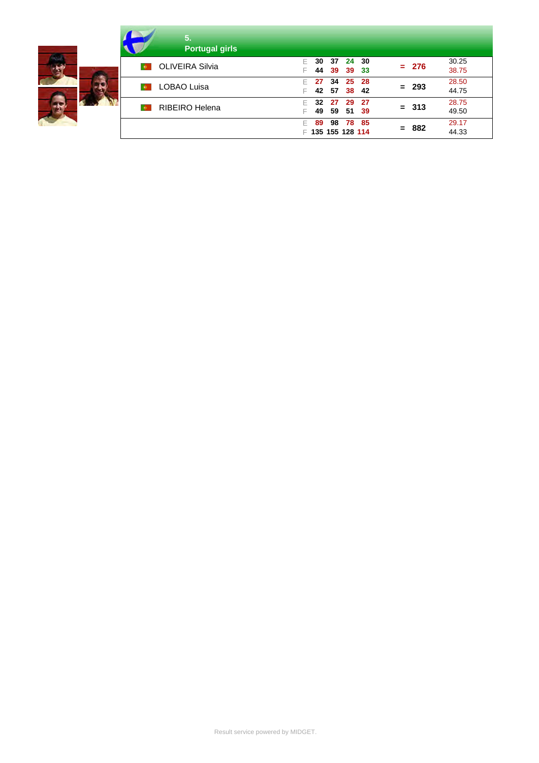## 5. Portugal girls

| Name | | 1 | 2 | 3 | 4 | | Total | Avg |
|---|---|---|---|---|---|---|---|---|
| OLIVEIRA Silvia | E | 30 | 37 | 24 | 30 | = | 276 | 30.25 |
| | F | 44 | 39 | 39 | 33 | | | 38.75 |
| LOBAO Luisa | E | 27 | 34 | 25 | 28 | = | 293 | 28.50 |
| | F | 42 | 57 | 38 | 42 | | | 44.75 |
| RIBEIRO Helena | E | 32 | 27 | 29 | 27 | = | 313 | 28.75 |
| | F | 49 | 59 | 51 | 39 | | | 49.50 |
| | E | 89 | 98 | 78 | 85 | = | 882 | 29.17 |
| | F | 135 | 155 | 128 | 114 | | | 44.33 |

Result service powered by MIDGET.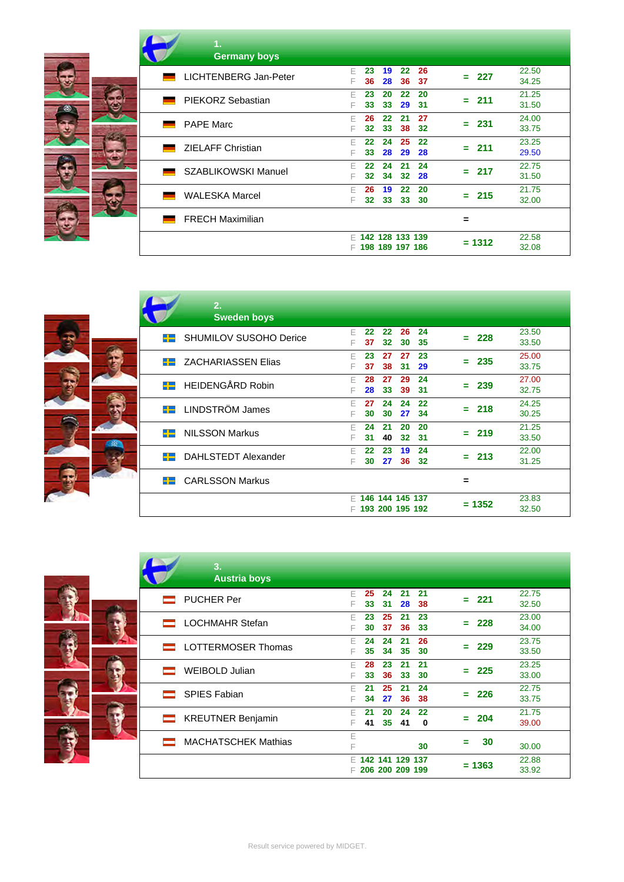## 1. Germany boys

| Player | | R1 | R2 | R3 | R4 | Total | Avg |
|---|---|---|---|---|---|---|---|
| LICHTENBERG Jan-Peter | E | 23 | 19 | 22 | 26 | = 227 | 22.50 |
| | F | 36 | 28 | 36 | 37 | | 34.25 |
| PIEKORZ Sebastian | E | 23 | 20 | 22 | 20 | = 211 | 21.25 |
| | F | 33 | 33 | 29 | 31 | | 31.50 |
| PAPE Marc | E | 26 | 22 | 21 | 27 | = 231 | 24.00 |
| | F | 32 | 33 | 38 | 32 | | 33.75 |
| ZIELAFF Christian | E | 22 | 24 | 25 | 22 | = 211 | 23.25 |
| | F | 33 | 28 | 29 | 28 | | 29.50 |
| SZABLIKOWSKI Manuel | E | 22 | 24 | 21 | 24 | = 217 | 22.75 |
| | F | 32 | 34 | 32 | 28 | | 31.50 |
| WALESKA Marcel | E | 26 | 19 | 22 | 20 | = 215 | 21.75 |
| | F | 32 | 33 | 33 | 30 | | 32.00 |
| FRECH Maximilian | | | | | | = | |
| | E | 142 | 128 | 133 | 139 | = 1312 | 22.58 |
| | F | 198 | 189 | 197 | 186 | | 32.08 |

## 2. Sweden boys

| Player | | R1 | R2 | R3 | R4 | Total | Avg |
|---|---|---|---|---|---|---|---|
| SHUMILOV SUSOHO Derice | E | 22 | 22 | 26 | 24 | = 228 | 23.50 |
| | F | 37 | 32 | 30 | 35 | | 33.50 |
| ZACHARIASSEN Elias | E | 23 | 27 | 27 | 23 | = 235 | 25.00 |
| | F | 37 | 38 | 31 | 29 | | 33.75 |
| HEIDENGÅRD Robin | E | 28 | 27 | 29 | 24 | = 239 | 27.00 |
| | F | 28 | 33 | 39 | 31 | | 32.75 |
| LINDSTRÖM James | E | 27 | 24 | 24 | 22 | = 218 | 24.25 |
| | F | 30 | 30 | 27 | 34 | | 30.25 |
| NILSSON Markus | E | 24 | 21 | 20 | 20 | = 219 | 21.25 |
| | F | 31 | 40 | 32 | 31 | | 33.50 |
| DAHLSTEDT Alexander | E | 22 | 23 | 19 | 24 | = 213 | 22.00 |
| | F | 30 | 27 | 36 | 32 | | 31.25 |
| CARLSSON Markus | | | | | | = | |
| | E | 146 | 144 | 145 | 137 | = 1352 | 23.83 |
| | F | 193 | 200 | 195 | 192 | | 32.50 |

## 3. Austria boys

| Player | | R1 | R2 | R3 | R4 | Total | Avg |
|---|---|---|---|---|---|---|---|
| PUCHER Per | E | 25 | 24 | 21 | 21 | = 221 | 22.75 |
| | F | 33 | 31 | 28 | 38 | | 32.50 |
| LOCHMAHR Stefan | E | 23 | 25 | 21 | 23 | = 228 | 23.00 |
| | F | 30 | 37 | 36 | 33 | | 34.00 |
| LOTTERMOSER Thomas | E | 24 | 24 | 21 | 26 | = 229 | 23.75 |
| | F | 35 | 34 | 35 | 30 | | 33.50 |
| WEIBOLD Julian | E | 28 | 23 | 21 | 21 | = 225 | 23.25 |
| | F | 33 | 36 | 33 | 30 | | 33.00 |
| SPIES Fabian | E | 21 | 25 | 21 | 24 | = 226 | 22.75 |
| | F | 34 | 27 | 36 | 38 | | 33.75 |
| KREUTNER Benjamin | E | 21 | 20 | 24 | 22 | = 204 | 21.75 |
| | F | 41 | 35 | 41 | 0 | | 39.00 |
| MACHATSCHEK Mathias | E | | | | | = 30 | |
| | F | | | | 30 | | 30.00 |
| | E | 142 | 141 | 129 | 137 | = 1363 | 22.88 |
| | F | 206 | 200 | 209 | 199 | | 33.92 |

Result service powered by MIDGET.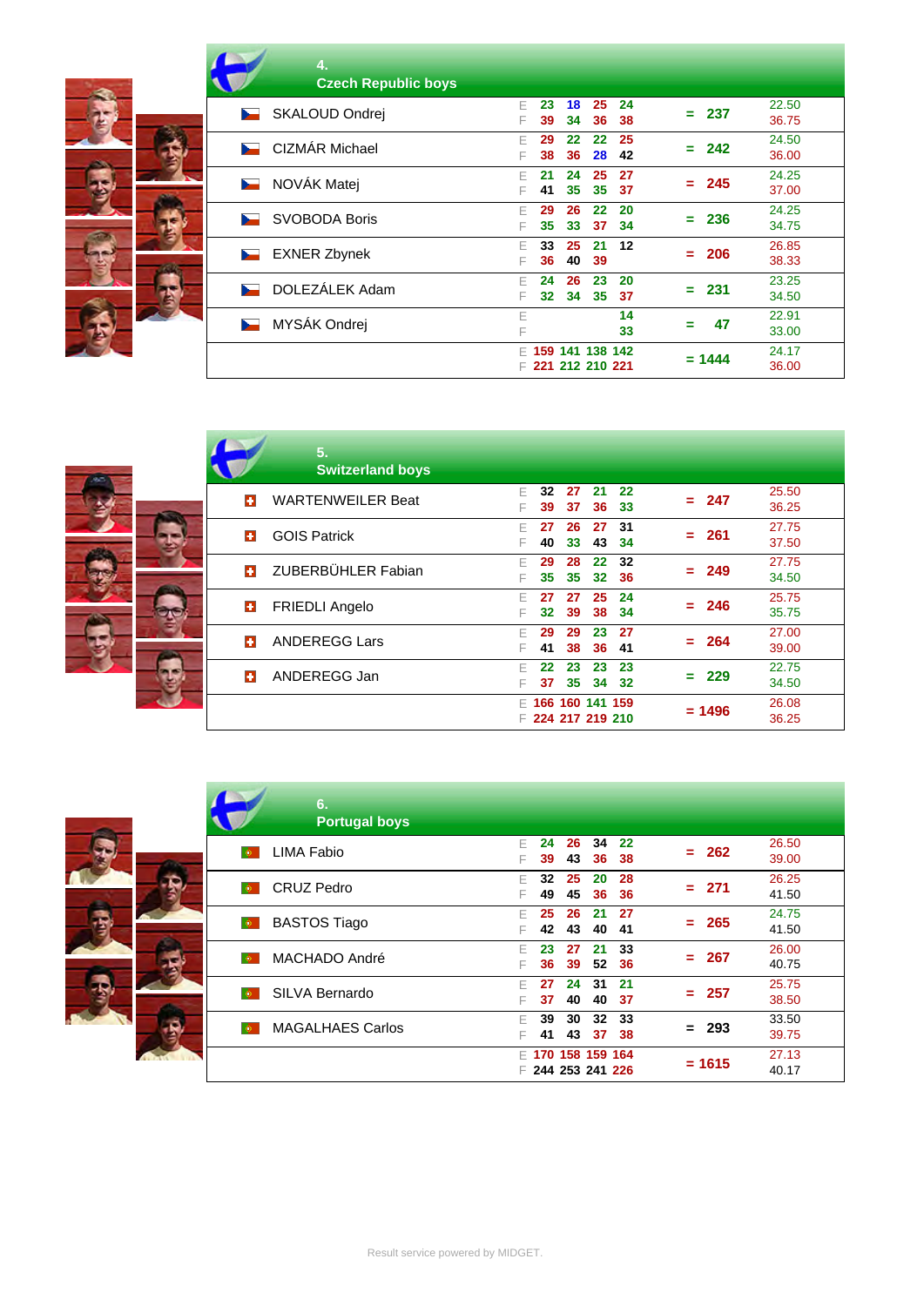## 4. Czech Republic boys

| Name | | 1 | 2 | 3 | 4 | Total | Avg |
|---|---|---|---|---|---|---|---|
| SKALOUD Ondrej | E | 23 | 18 | 25 | 24 | = 237 | 22.50 |
| | F | 39 | 34 | 36 | 38 | | 36.75 |
| CIZMÁR Michael | E | 29 | 22 | 22 | 25 | = 242 | 24.50 |
| | F | 38 | 36 | 28 | 42 | | 36.00 |
| NOVÁK Matej | E | 21 | 24 | 25 | 27 | = 245 | 24.25 |
| | F | 41 | 35 | 35 | 37 | | 37.00 |
| SVOBODA Boris | E | 29 | 26 | 22 | 20 | = 236 | 24.25 |
| | F | 35 | 33 | 37 | 34 | | 34.75 |
| EXNER Zbynek | E | 33 | 25 | 21 | 12 | = 206 | 26.85 |
| | F | 36 | 40 | 39 | | | 38.33 |
| DOLEZÁLEK Adam | E | 24 | 26 | 23 | 20 | = 231 | 23.25 |
| | F | 32 | 34 | 35 | 37 | | 34.50 |
| MYSÁK Ondrej | E | | | | 14 | = 47 | 22.91 |
| | F | | | | 33 | | 33.00 |
| | E | 159 | 141 | 138 | 142 | = 1444 | 24.17 |
| | F | 221 | 212 | 210 | 221 | | 36.00 |

## 5. Switzerland boys

| Name | | 1 | 2 | 3 | 4 | Total | Avg |
|---|---|---|---|---|---|---|---|
| WARTENWEILER Beat | E | 32 | 27 | 21 | 22 | = 247 | 25.50 |
| | F | 39 | 37 | 36 | 33 | | 36.25 |
| GOIS Patrick | E | 27 | 26 | 27 | 31 | = 261 | 27.75 |
| | F | 40 | 33 | 43 | 34 | | 37.50 |
| ZUBERBÜHLER Fabian | E | 29 | 28 | 22 | 32 | = 249 | 27.75 |
| | F | 35 | 35 | 32 | 36 | | 34.50 |
| FRIEDLI Angelo | E | 27 | 27 | 25 | 24 | = 246 | 25.75 |
| | F | 32 | 39 | 38 | 34 | | 35.75 |
| ANDEREGG Lars | E | 29 | 29 | 23 | 27 | = 264 | 27.00 |
| | F | 41 | 38 | 36 | 41 | | 39.00 |
| ANDEREGG Jan | E | 22 | 23 | 23 | 23 | = 229 | 22.75 |
| | F | 37 | 35 | 34 | 32 | | 34.50 |
| | E | 166 | 160 | 141 | 159 | = 1496 | 26.08 |
| | F | 224 | 217 | 219 | 210 | | 36.25 |

## 6. Portugal boys

| Name | | 1 | 2 | 3 | 4 | Total | Avg |
|---|---|---|---|---|---|---|---|
| LIMA Fabio | E | 24 | 26 | 34 | 22 | = 262 | 26.50 |
| | F | 39 | 43 | 36 | 38 | | 39.00 |
| CRUZ Pedro | E | 32 | 25 | 20 | 28 | = 271 | 26.25 |
| | F | 49 | 45 | 36 | 36 | | 41.50 |
| BASTOS Tiago | E | 25 | 26 | 21 | 27 | = 265 | 24.75 |
| | F | 42 | 43 | 40 | 41 | | 41.50 |
| MACHADO André | E | 23 | 27 | 21 | 33 | = 267 | 26.00 |
| | F | 36 | 39 | 52 | 36 | | 40.75 |
| SILVA Bernardo | E | 27 | 24 | 31 | 21 | = 257 | 25.75 |
| | F | 37 | 40 | 40 | 37 | | 38.50 |
| MAGALHAES Carlos | E | 39 | 30 | 32 | 33 | = 293 | 33.50 |
| | F | 41 | 43 | 37 | 38 | | 39.75 |
| | E | 170 | 158 | 159 | 164 | = 1615 | 27.13 |
| | F | 244 | 253 | 241 | 226 | | 40.17 |

Result service powered by MIDGET.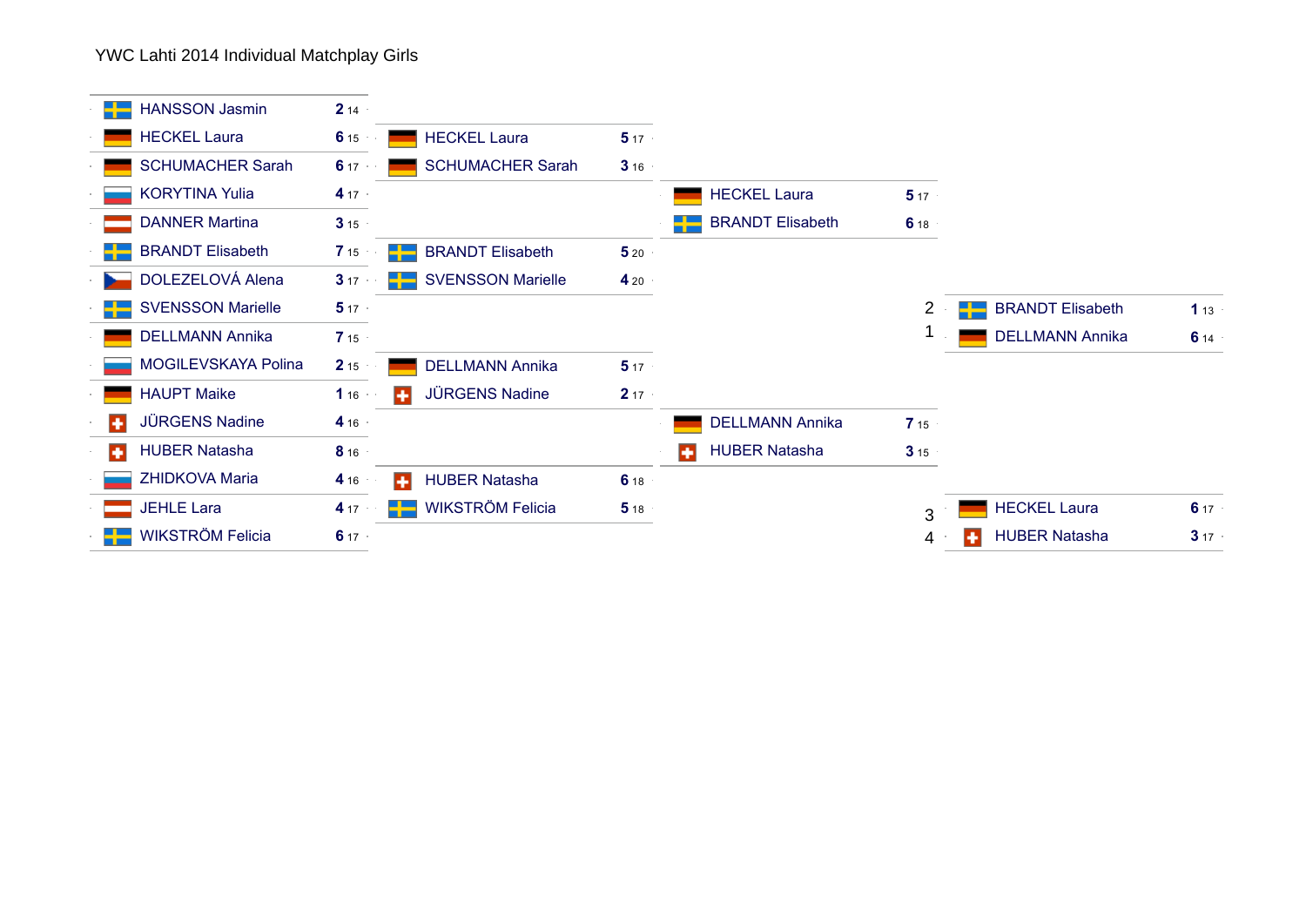YWC Lahti 2014 Individual Matchplay Girls

## Round 1

| Player | Score | |
|---|---|---|
| HANSSON Jasmin | 2 | 14 |
| HECKEL Laura | 6 | 15 |
| SCHUMACHER Sarah | 6 | 17 |
| KORYTINA Yulia | 4 | 17 |
| DANNER Martina | 3 | 15 |
| BRANDT Elisabeth | 7 | 15 |
| DOLEZELOVÁ Alena | 3 | 17 |
| SVENSSON Marielle | 5 | 17 |
| DELLMANN Annika | 7 | 15 |
| MOGILEVSKAYA Polina | 2 | 15 |
| HAUPT Maike | 1 | 16 |
| JÜRGENS Nadine | 4 | 16 |
| HUBER Natasha | 8 | 16 |
| ZHIDKOVA Maria | 4 | 16 |
| JEHLE Lara | 4 | 17 |
| WIKSTRÖM Felicia | 6 | 17 |

## Quarterfinals

| Player | Score | |
|---|---|---|
| HECKEL Laura | 5 | 17 |
| SCHUMACHER Sarah | 3 | 16 |
| BRANDT Elisabeth | 5 | 20 |
| SVENSSON Marielle | 4 | 20 |
| DELLMANN Annika | 5 | 17 |
| JÜRGENS Nadine | 2 | 17 |
| HUBER Natasha | 6 | 18 |
| WIKSTRÖM Felicia | 5 | 18 |

## Semifinals

| Player | Score | |
|---|---|---|
| HECKEL Laura | 5 | 17 |
| BRANDT Elisabeth | 6 | 18 |
| DELLMANN Annika | 7 | 15 |
| HUBER Natasha | 3 | 15 |

## Final

| Place | Player | Score | |
|---|---|---|---|
| 2 | BRANDT Elisabeth | 1 | 13 |
| 1 | DELLMANN Annika | 6 | 14 |

## Match for 3rd place

| Place | Player | Score | |
|---|---|---|---|
| 3 | HECKEL Laura | 6 | 17 |
| 4 | HUBER Natasha | 3 | 17 |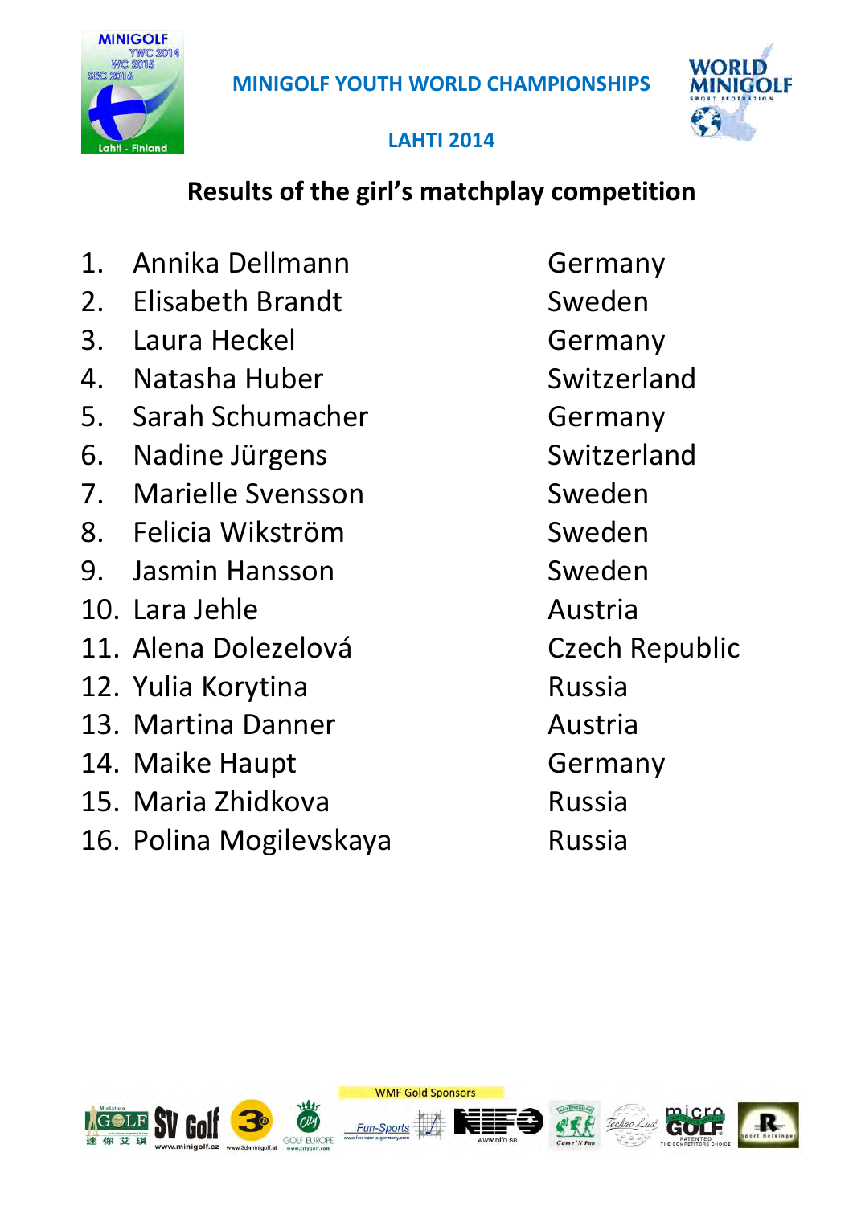MINIGOLF YOUTH WORLD CHAMPIONSHIPS

LAHTI 2014

## Results of the girl's matchplay competition

| | Name | Country |
|---|---|---|
| 1. | Annika Dellmann | Germany |
| 2. | Elisabeth Brandt | Sweden |
| 3. | Laura Heckel | Germany |
| 4. | Natasha Huber | Switzerland |
| 5. | Sarah Schumacher | Germany |
| 6. | Nadine Jürgens | Switzerland |
| 7. | Marielle Svensson | Sweden |
| 8. | Felicia Wikström | Sweden |
| 9. | Jasmin Hansson | Sweden |
| 10. | Lara Jehle | Austria |
| 11. | Alena Dolezelová | Czech Republic |
| 12. | Yulia Korytina | Russia |
| 13. | Martina Danner | Austria |
| 14. | Maike Haupt | Germany |
| 15. | Maria Zhidkova | Russia |
| 16. | Polina Mogilevskaya | Russia |

WMF Gold Sponsors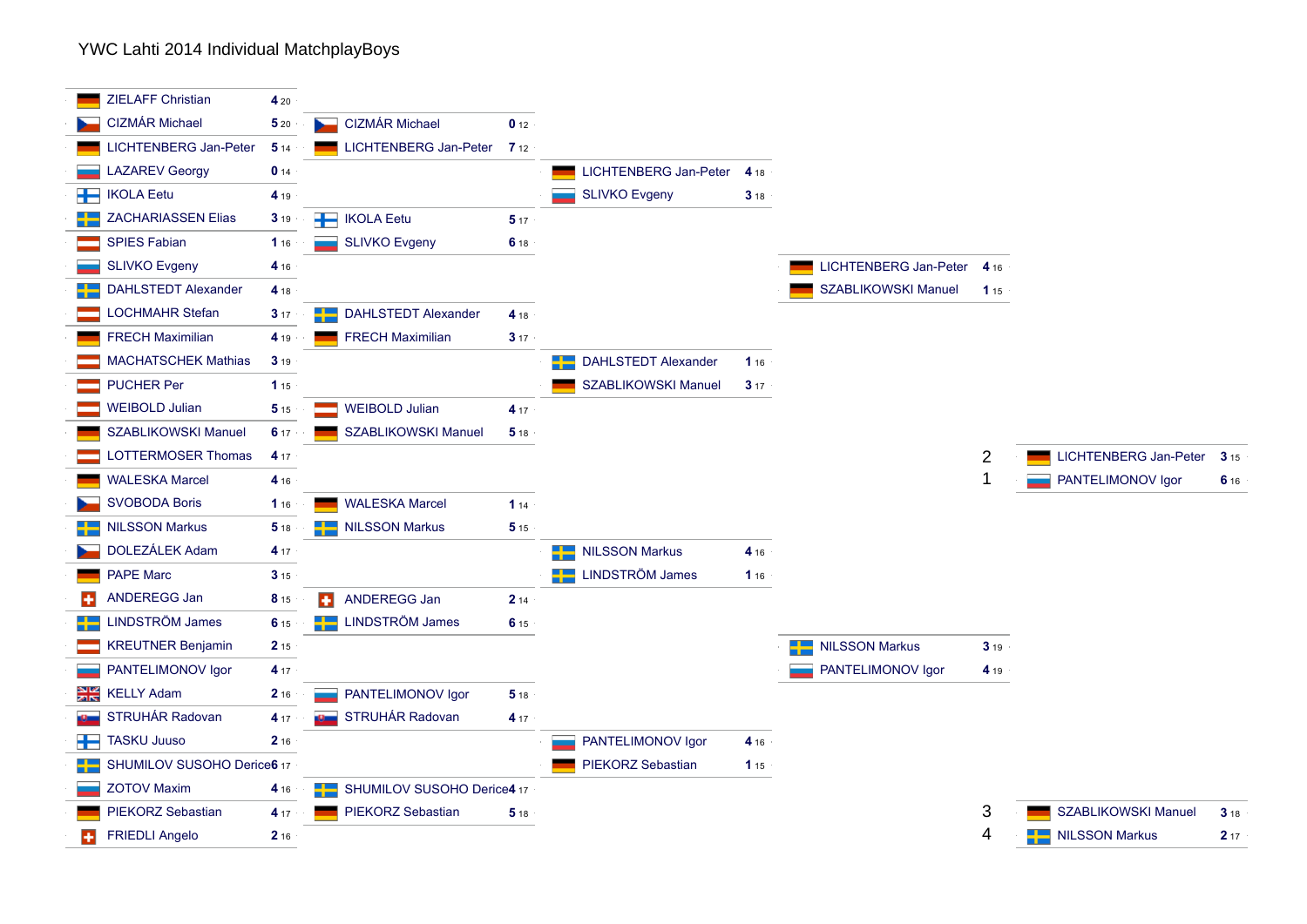# YWC Lahti 2014 Individual MatchplayBoys

## Round 1

| Player | Score | |
|---|---|---|
| ZIELAFF Christian | 4 | 20 |
| CIZMÁR Michael | 5 | 20 |
| LICHTENBERG Jan-Peter | 5 | 14 |
| LAZAREV Georgy | 0 | 14 |
| IKOLA Eetu | 4 | 19 |
| ZACHARIASSEN Elias | 3 | 19 |
| SPIES Fabian | 1 | 16 |
| SLIVKO Evgeny | 4 | 16 |
| DAHLSTEDT Alexander | 4 | 18 |
| LOCHMAHR Stefan | 3 | 17 |
| FRECH Maximilian | 4 | 19 |
| MACHATSCHEK Mathias | 3 | 19 |
| PUCHER Per | 1 | 15 |
| WEIBOLD Julian | 5 | 15 |
| SZABLIKOWSKI Manuel | 6 | 17 |
| LOTTERMOSER Thomas | 4 | 17 |
| WALESKA Marcel | 4 | 16 |
| SVOBODA Boris | 1 | 16 |
| NILSSON Markus | 5 | 18 |
| DOLEZÁLEK Adam | 4 | 17 |
| PAPE Marc | 3 | 15 |
| ANDEREGG Jan | 8 | 15 |
| LINDSTRÖM James | 6 | 15 |
| KREUTNER Benjamin | 2 | 15 |
| PANTELIMONOV Igor | 4 | 17 |
| KELLY Adam | 2 | 16 |
| STRUHÁR Radovan | 4 | 17 |
| TASKU Juuso | 2 | 16 |
| SHUMILOV SUSOHO Derice | 6 | 17 |
| ZOTOV Maxim | 4 | 16 |
| PIEKORZ Sebastian | 4 | 17 |
| FRIEDLI Angelo | 2 | 16 |

## Round 2

| Player | Score | |
|---|---|---|
| CIZMÁR Michael | 0 | 12 |
| LICHTENBERG Jan-Peter | 7 | 12 |
| IKOLA Eetu | 5 | 17 |
| SLIVKO Evgeny | 6 | 18 |
| DAHLSTEDT Alexander | 4 | 18 |
| FRECH Maximilian | 3 | 17 |
| WEIBOLD Julian | 4 | 17 |
| SZABLIKOWSKI Manuel | 5 | 18 |
| WALESKA Marcel | 1 | 14 |
| NILSSON Markus | 5 | 15 |
| ANDEREGG Jan | 2 | 14 |
| LINDSTRÖM James | 6 | 15 |
| PANTELIMONOV Igor | 5 | 18 |
| STRUHÁR Radovan | 4 | 17 |
| SHUMILOV SUSOHO Derice | 4 | 17 |
| PIEKORZ Sebastian | 5 | 18 |

## Quarterfinals

| Player | Score | |
|---|---|---|
| LICHTENBERG Jan-Peter | 4 | 18 |
| SLIVKO Evgeny | 3 | 18 |
| DAHLSTEDT Alexander | 1 | 16 |
| SZABLIKOWSKI Manuel | 3 | 17 |
| NILSSON Markus | 4 | 16 |
| LINDSTRÖM James | 1 | 16 |
| PANTELIMONOV Igor | 4 | 16 |
| PIEKORZ Sebastian | 1 | 15 |

## Semifinals

| Player | Score | |
|---|---|---|
| LICHTENBERG Jan-Peter | 4 | 16 |
| SZABLIKOWSKI Manuel | 1 | 15 |
| NILSSON Markus | 3 | 19 |
| PANTELIMONOV Igor | 4 | 19 |

## Final

| Place | Player | Score | |
|---|---|---|---|
| 2 | LICHTENBERG Jan-Peter | 3 | 15 |
| 1 | PANTELIMONOV Igor | 6 | 16 |

## Third place

| Place | Player | Score | |
|---|---|---|---|
| 3 | SZABLIKOWSKI Manuel | 3 | 18 |
| 4 | NILSSON Markus | 2 | 17 |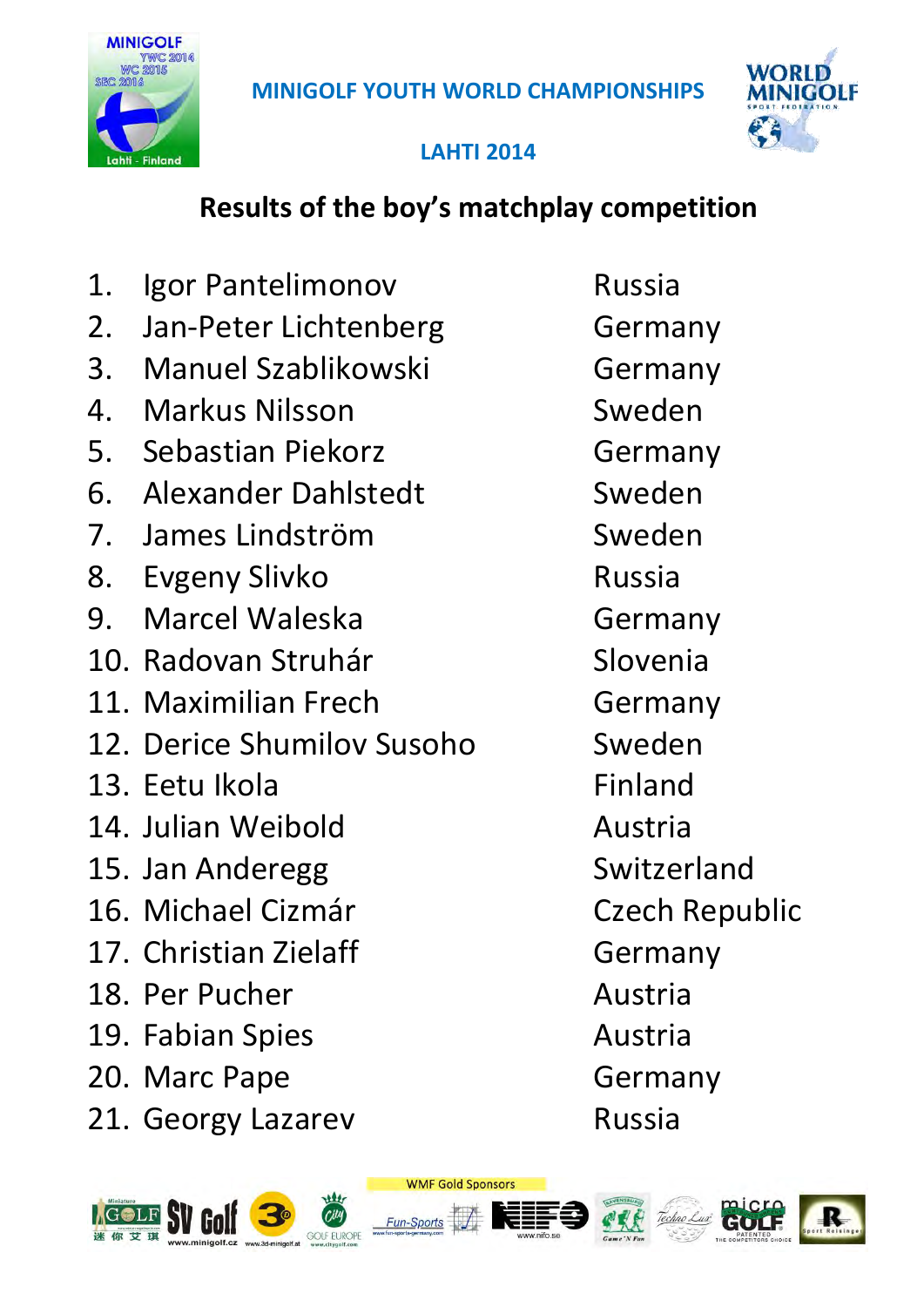MINIGOLF YOUTH WORLD CHAMPIONSHIPS

LAHTI 2014

## Results of the boy's matchplay competition

| | | |
|---|---|---|
| 1. | Igor Pantelimonov | Russia |
| 2. | Jan-Peter Lichtenberg | Germany |
| 3. | Manuel Szablikowski | Germany |
| 4. | Markus Nilsson | Sweden |
| 5. | Sebastian Piekorz | Germany |
| 6. | Alexander Dahlstedt | Sweden |
| 7. | James Lindström | Sweden |
| 8. | Evgeny Slivko | Russia |
| 9. | Marcel Waleska | Germany |
| 10. | Radovan Struhár | Slovenia |
| 11. | Maximilian Frech | Germany |
| 12. | Derice Shumilov Susoho | Sweden |
| 13. | Eetu Ikola | Finland |
| 14. | Julian Weibold | Austria |
| 15. | Jan Anderegg | Switzerland |
| 16. | Michael Cizmár | Czech Republic |
| 17. | Christian Zielaff | Germany |
| 18. | Per Pucher | Austria |
| 19. | Fabian Spies | Austria |
| 20. | Marc Pape | Germany |
| 21. | Georgy Lazarev | Russia |

WMF Gold Sponsors